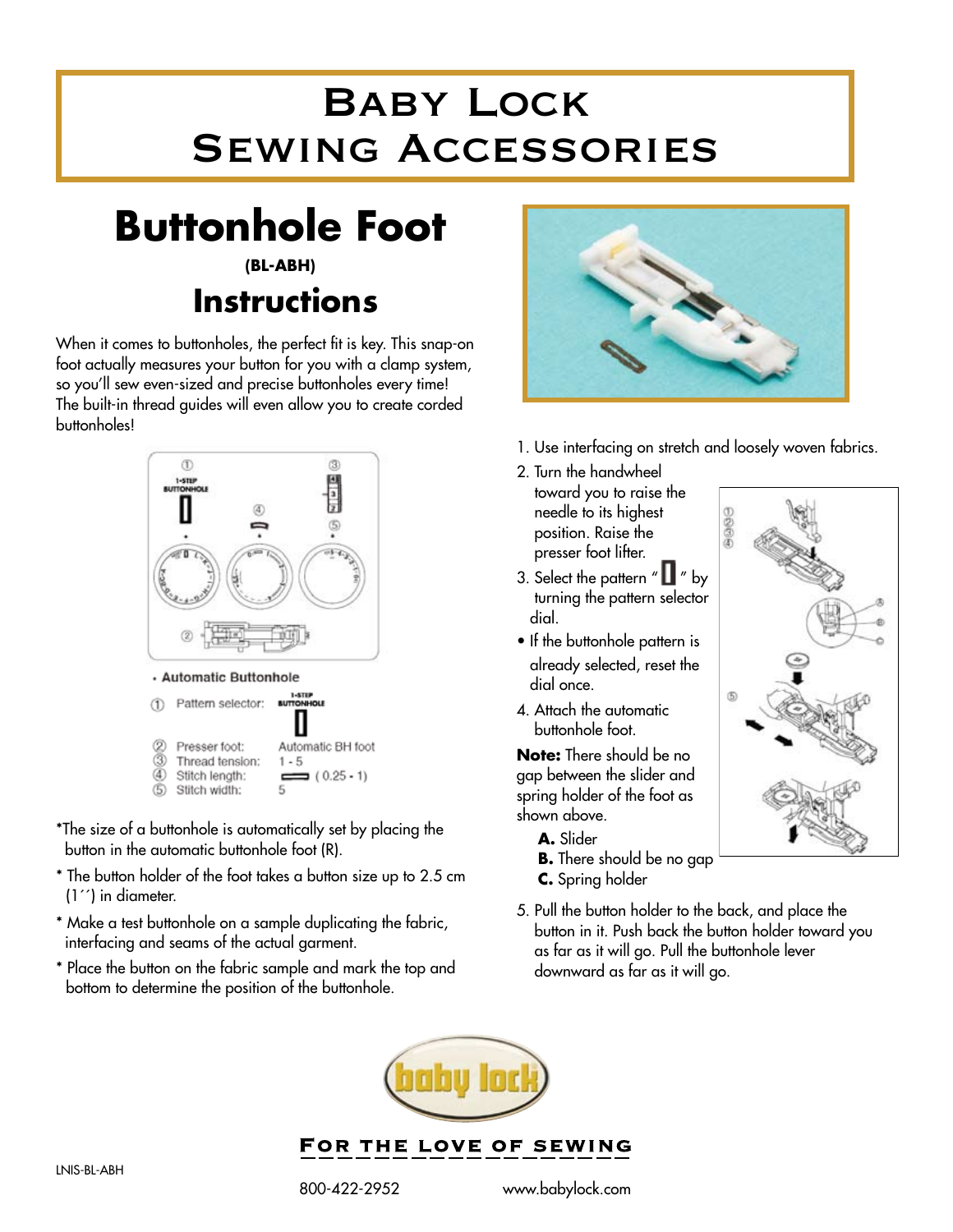# Baby Lock Sewing Accessories

## Buttonhole Foot

**(BL-ABH)**

## Instructions

When it comes to buttonholes, the perfect fit is key. This snap-on foot actually measures your button for you with a clamp system, so you'll sew even-sized and precise buttonholes every time! The built-in thread guides will even allow you to create corded buttonholes!

· Automatic Buttonhole

| | | |
|---|---|---|
| ① | Pattern selector: | 1-STEP BUTTONHOLE |
| ② | Presser foot: | Automatic BH foot |
| ③ | Thread tension: | 1 - 5 |
| ④ | Stitch length: | (0.25 - 1) |
| ⑤ | Stitch width: | 5 |

*The size of a buttonhole is automatically set by placing the button in the automatic buttonhole foot (R).

* The button holder of the foot takes a button size up to 2.5 cm (1´´) in diameter.

* Make a test buttonhole on a sample duplicating the fabric, interfacing and seams of the actual garment.

* Place the button on the fabric sample and mark the top and bottom to determine the position of the buttonhole.

1. Use interfacing on stretch and loosely woven fabrics.
2. Turn the handwheel toward you to raise the needle to its highest position. Raise the presser foot lifter.
3. Select the pattern " ▯ " by turning the pattern selector dial.
   - If the buttonhole pattern is already selected, reset the dial once.
4. Attach the automatic buttonhole foot.

**Note:** There should be no gap between the slider and spring holder of the foot as shown above.

**A.** Slider
**B.** There should be no gap
**C.** Spring holder

5. Pull the button holder to the back, and place the button in it. Push back the button holder toward you as far as it will go. Pull the buttonhole lever downward as far as it will go.

FOR THE LOVE OF SEWING

LNIS-BL-ABH

800-422-2952 www.babylock.com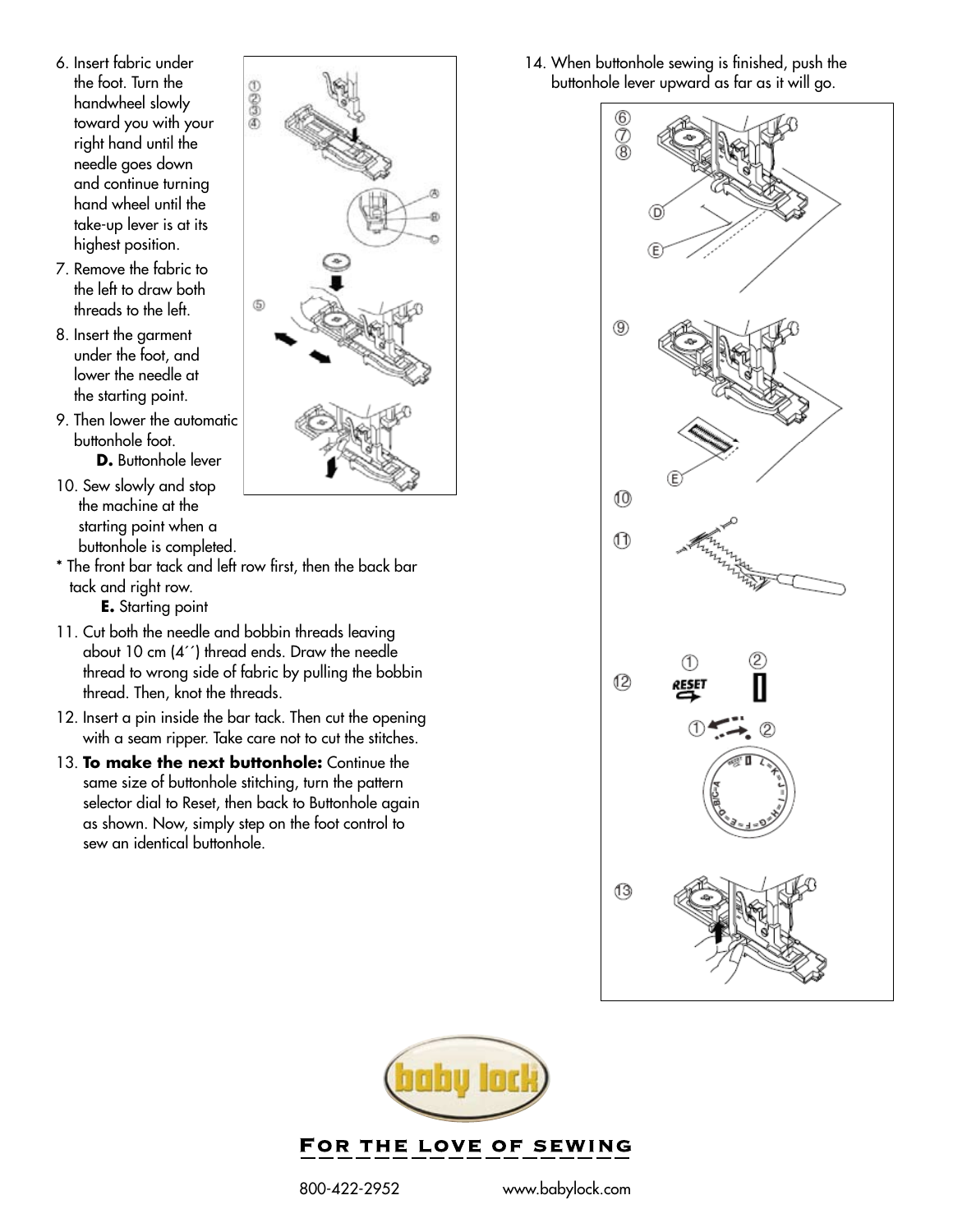6. Insert fabric under the foot. Turn the handwheel slowly toward you with your right hand until the needle goes down and continue turning hand wheel until the take-up lever is at its highest position.
7. Remove the fabric to the left to draw both threads to the left.
8. Insert the garment under the foot, and lower the needle at the starting point.
9. Then lower the automatic buttonhole foot.
   **D.** Buttonhole lever
10. Sew slowly and stop the machine at the starting point when a buttonhole is completed.

* The front bar tack and left row first, then the back bar tack and right row.
  **E.** Starting point

11. Cut both the needle and bobbin threads leaving about 10 cm (4´´) thread ends. Draw the needle thread to wrong side of fabric by pulling the bobbin thread. Then, knot the threads.
12. Insert a pin inside the bar tack. Then cut the opening with a seam ripper. Take care not to cut the stitches.
13. **To make the next buttonhole:** Continue the same size of buttonhole stitching, turn the pattern selector dial to Reset, then back to Buttonhole again as shown. Now, simply step on the foot control to sew an identical buttonhole.
14. When buttonhole sewing is finished, push the buttonhole lever upward as far as it will go.

For the love of sewing

800-422-2952 www.babylock.com